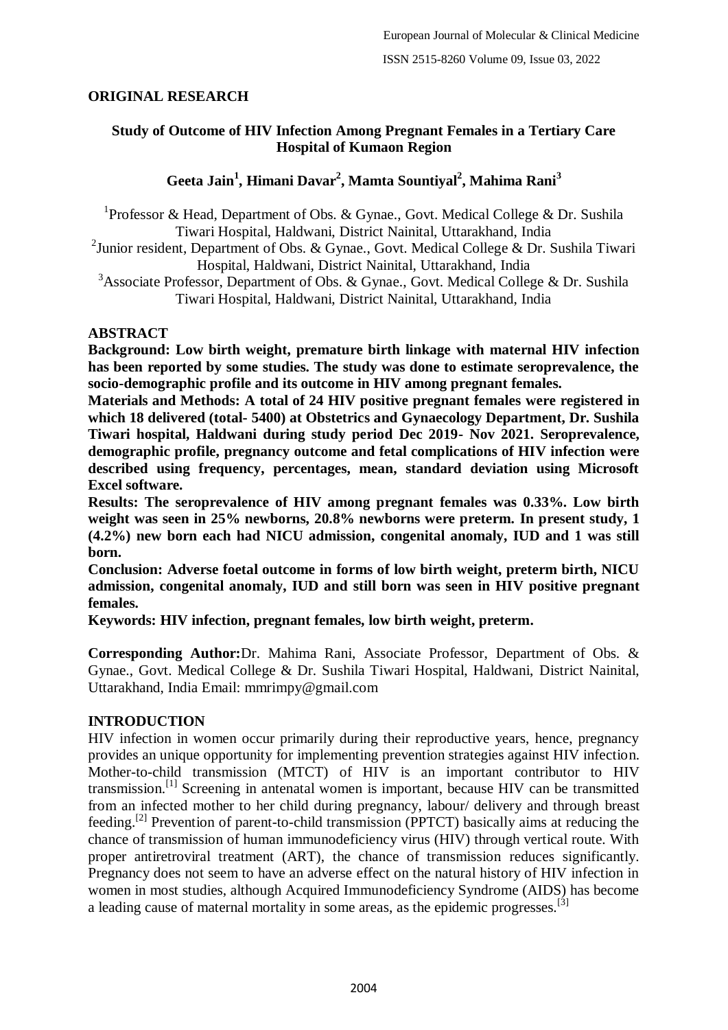**ORIGINAL RESEARCH**

# Study of Outcome of HIV Infection Among Pregnant Females in a Tertiary Care Hospital of Kumaon Region

**Geeta Jain[1], Himani Davar[2], Mamta Sountiyal[2], Mahima Rani[3]**

[1]Professor & Head, Department of Obs. & Gynae., Govt. Medical College & Dr. Sushila Tiwari Hospital, Haldwani, District Nainital, Uttarakhand, India
[2]Junior resident, Department of Obs. & Gynae., Govt. Medical College & Dr. Sushila Tiwari Hospital, Haldwani, District Nainital, Uttarakhand, India
[3]Associate Professor, Department of Obs. & Gynae., Govt. Medical College & Dr. Sushila Tiwari Hospital, Haldwani, District Nainital, Uttarakhand, India

## ABSTRACT

**Background: Low birth weight, premature birth linkage with maternal HIV infection has been reported by some studies. The study was done to estimate seroprevalence, the socio-demographic profile and its outcome in HIV among pregnant females.**

**Materials and Methods: A total of 24 HIV positive pregnant females were registered in which 18 delivered (total- 5400) at Obstetrics and Gynaecology Department, Dr. Sushila Tiwari hospital, Haldwani during study period Dec 2019- Nov 2021. Seroprevalence, demographic profile, pregnancy outcome and fetal complications of HIV infection were described using frequency, percentages, mean, standard deviation using Microsoft Excel software.**

**Results: The seroprevalence of HIV among pregnant females was 0.33%. Low birth weight was seen in 25% newborns, 20.8% newborns were preterm. In present study, 1 (4.2%) new born each had NICU admission, congenital anomaly, IUD and 1 was still born.**

**Conclusion: Adverse foetal outcome in forms of low birth weight, preterm birth, NICU admission, congenital anomaly, IUD and still born was seen in HIV positive pregnant females.**

**Keywords: HIV infection, pregnant females, low birth weight, preterm.**

**Corresponding Author:** Dr. Mahima Rani, Associate Professor, Department of Obs. & Gynae., Govt. Medical College & Dr. Sushila Tiwari Hospital, Haldwani, District Nainital, Uttarakhand, India Email: mmrimpy@gmail.com

## INTRODUCTION

HIV infection in women occur primarily during their reproductive years, hence, pregnancy provides an unique opportunity for implementing prevention strategies against HIV infection. Mother-to-child transmission (MTCT) of HIV is an important contributor to HIV transmission.[1] Screening in antenatal women is important, because HIV can be transmitted from an infected mother to her child during pregnancy, labour/ delivery and through breast feeding.[2] Prevention of parent-to-child transmission (PPTCT) basically aims at reducing the chance of transmission of human immunodeficiency virus (HIV) through vertical route. With proper antiretroviral treatment (ART), the chance of transmission reduces significantly. Pregnancy does not seem to have an adverse effect on the natural history of HIV infection in women in most studies, although Acquired Immunodeficiency Syndrome (AIDS) has become a leading cause of maternal mortality in some areas, as the epidemic progresses.[3]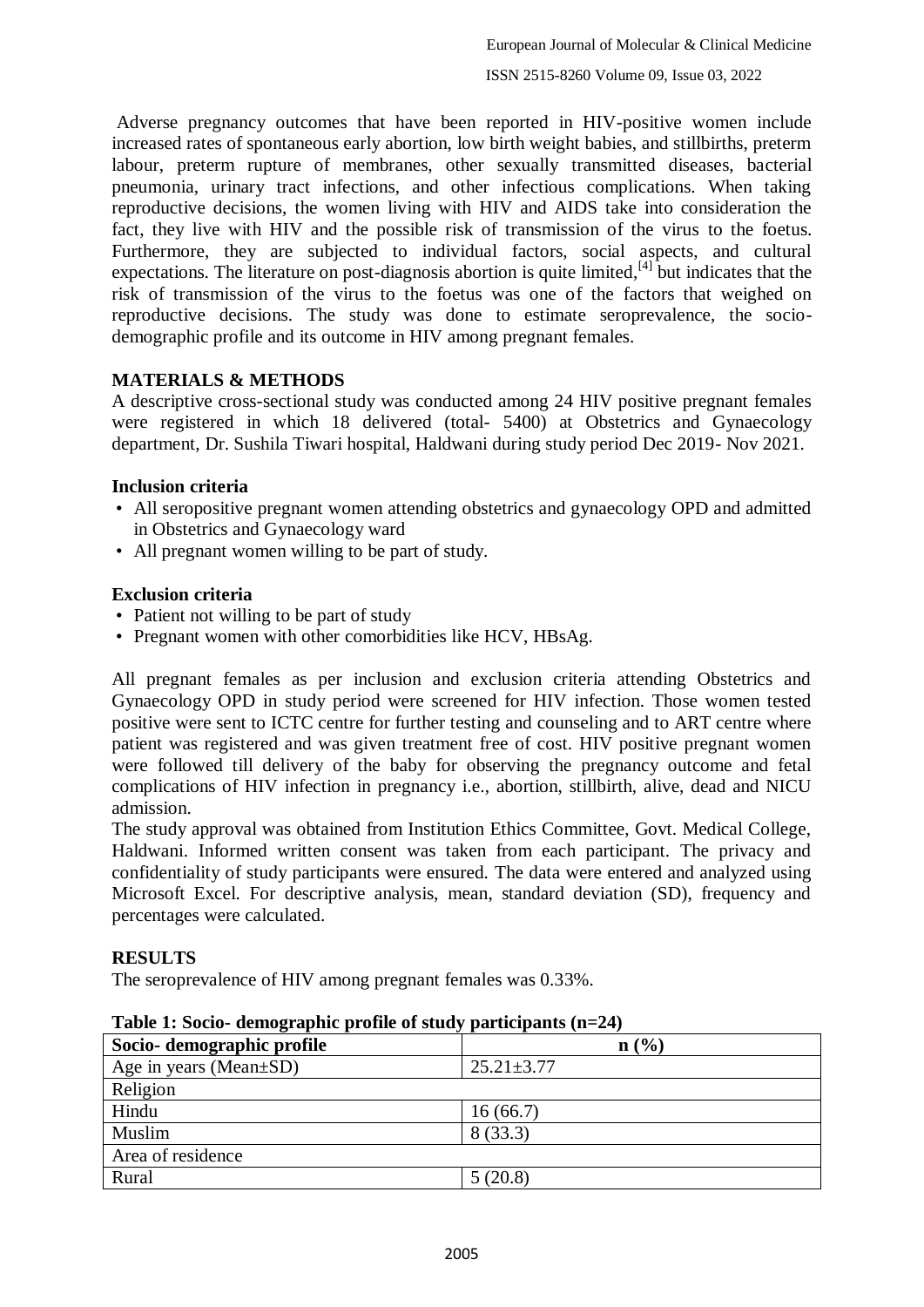Adverse pregnancy outcomes that have been reported in HIV-positive women include increased rates of spontaneous early abortion, low birth weight babies, and stillbirths, preterm labour, preterm rupture of membranes, other sexually transmitted diseases, bacterial pneumonia, urinary tract infections, and other infectious complications. When taking reproductive decisions, the women living with HIV and AIDS take into consideration the fact, they live with HIV and the possible risk of transmission of the virus to the foetus. Furthermore, they are subjected to individual factors, social aspects, and cultural expectations. The literature on post-diagnosis abortion is quite limited,[4] but indicates that the risk of transmission of the virus to the foetus was one of the factors that weighed on reproductive decisions. The study was done to estimate seroprevalence, the socio-demographic profile and its outcome in HIV among pregnant females.

## MATERIALS & METHODS

A descriptive cross-sectional study was conducted among 24 HIV positive pregnant females were registered in which 18 delivered (total- 5400) at Obstetrics and Gynaecology department, Dr. Sushila Tiwari hospital, Haldwani during study period Dec 2019- Nov 2021.

### Inclusion criteria

- All seropositive pregnant women attending obstetrics and gynaecology OPD and admitted in Obstetrics and Gynaecology ward
- All pregnant women willing to be part of study.

### Exclusion criteria

- Patient not willing to be part of study
- Pregnant women with other comorbidities like HCV, HBsAg.

All pregnant females as per inclusion and exclusion criteria attending Obstetrics and Gynaecology OPD in study period were screened for HIV infection. Those women tested positive were sent to ICTC centre for further testing and counseling and to ART centre where patient was registered and was given treatment free of cost. HIV positive pregnant women were followed till delivery of the baby for observing the pregnancy outcome and fetal complications of HIV infection in pregnancy i.e., abortion, stillbirth, alive, dead and NICU admission.

The study approval was obtained from Institution Ethics Committee, Govt. Medical College, Haldwani. Informed written consent was taken from each participant. The privacy and confidentiality of study participants were ensured. The data were entered and analyzed using Microsoft Excel. For descriptive analysis, mean, standard deviation (SD), frequency and percentages were calculated.

## RESULTS

The seroprevalence of HIV among pregnant females was 0.33%.

**Table 1: Socio- demographic profile of study participants (n=24)**

| Socio- demographic profile | n (%) |
|---|---|
| Age in years (Mean±SD) | 25.21±3.77 |
| Religion | |
| Hindu | 16 (66.7) |
| Muslim | 8 (33.3) |
| Area of residence | |
| Rural | 5 (20.8) |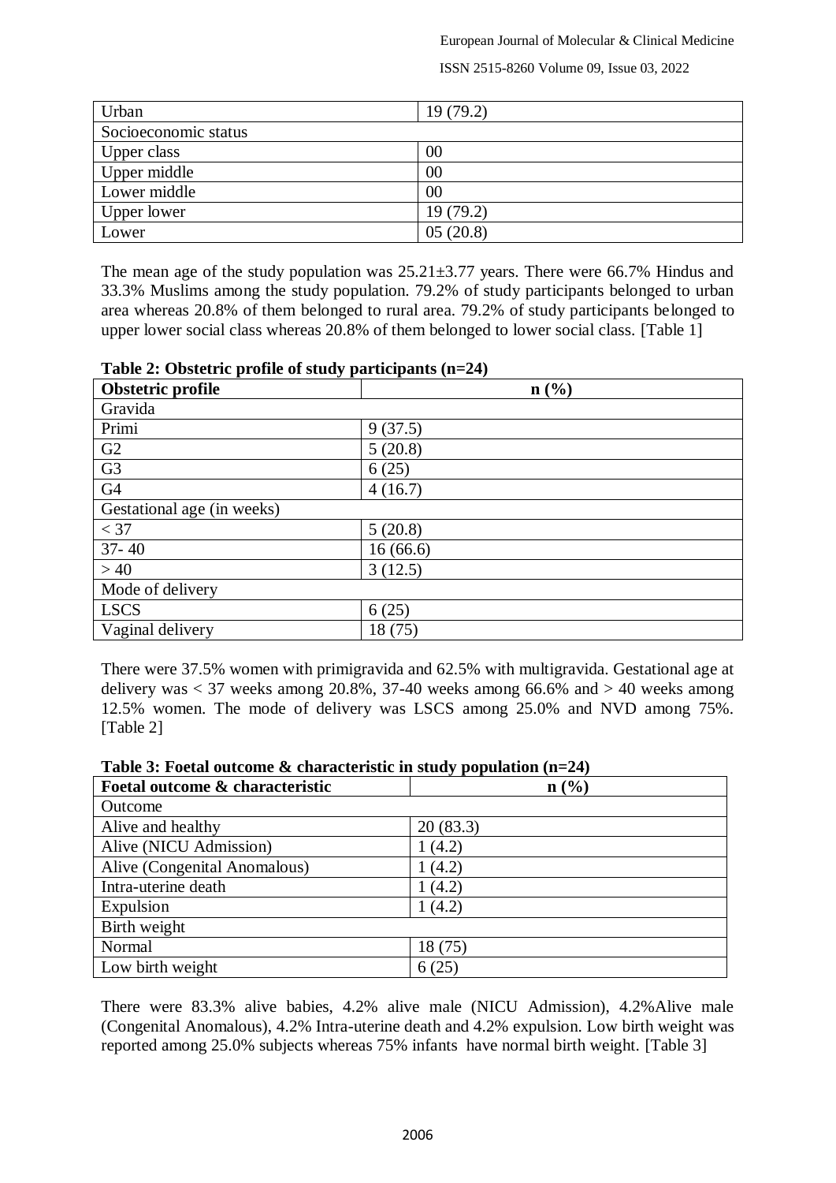| | |
|---|---|
| Urban | 19 (79.2) |
| Socioeconomic status | |
| Upper class | 00 |
| Upper middle | 00 |
| Lower middle | 00 |
| Upper lower | 19 (79.2) |
| Lower | 05 (20.8) |

The mean age of the study population was 25.21±3.77 years. There were 66.7% Hindus and 33.3% Muslims among the study population. 79.2% of study participants belonged to urban area whereas 20.8% of them belonged to rural area. 79.2% of study participants belonged to upper lower social class whereas 20.8% of them belonged to lower social class. [Table 1]

**Table 2: Obstetric profile of study participants (n=24)**

| **Obstetric profile** | **n (%)** |
|---|---|
| Gravida | |
| Primi | 9 (37.5) |
| G2 | 5 (20.8) |
| G3 | 6 (25) |
| G4 | 4 (16.7) |
| Gestational age (in weeks) | |
| < 37 | 5 (20.8) |
| 37- 40 | 16 (66.6) |
| > 40 | 3 (12.5) |
| Mode of delivery | |
| LSCS | 6 (25) |
| Vaginal delivery | 18 (75) |

There were 37.5% women with primigravida and 62.5% with multigravida. Gestational age at delivery was < 37 weeks among 20.8%, 37-40 weeks among 66.6% and > 40 weeks among 12.5% women. The mode of delivery was LSCS among 25.0% and NVD among 75%. [Table 2]

**Table 3: Foetal outcome & characteristic in study population (n=24)**

| **Foetal outcome & characteristic** | **n (%)** |
|---|---|
| Outcome | |
| Alive and healthy | 20 (83.3) |
| Alive (NICU Admission) | 1 (4.2) |
| Alive (Congenital Anomalous) | 1 (4.2) |
| Intra-uterine death | 1 (4.2) |
| Expulsion | 1 (4.2) |
| Birth weight | |
| Normal | 18 (75) |
| Low birth weight | 6 (25) |

There were 83.3% alive babies, 4.2% alive male (NICU Admission), 4.2%Alive male (Congenital Anomalous), 4.2% Intra-uterine death and 4.2% expulsion. Low birth weight was reported among 25.0% subjects whereas 75% infants have normal birth weight. [Table 3]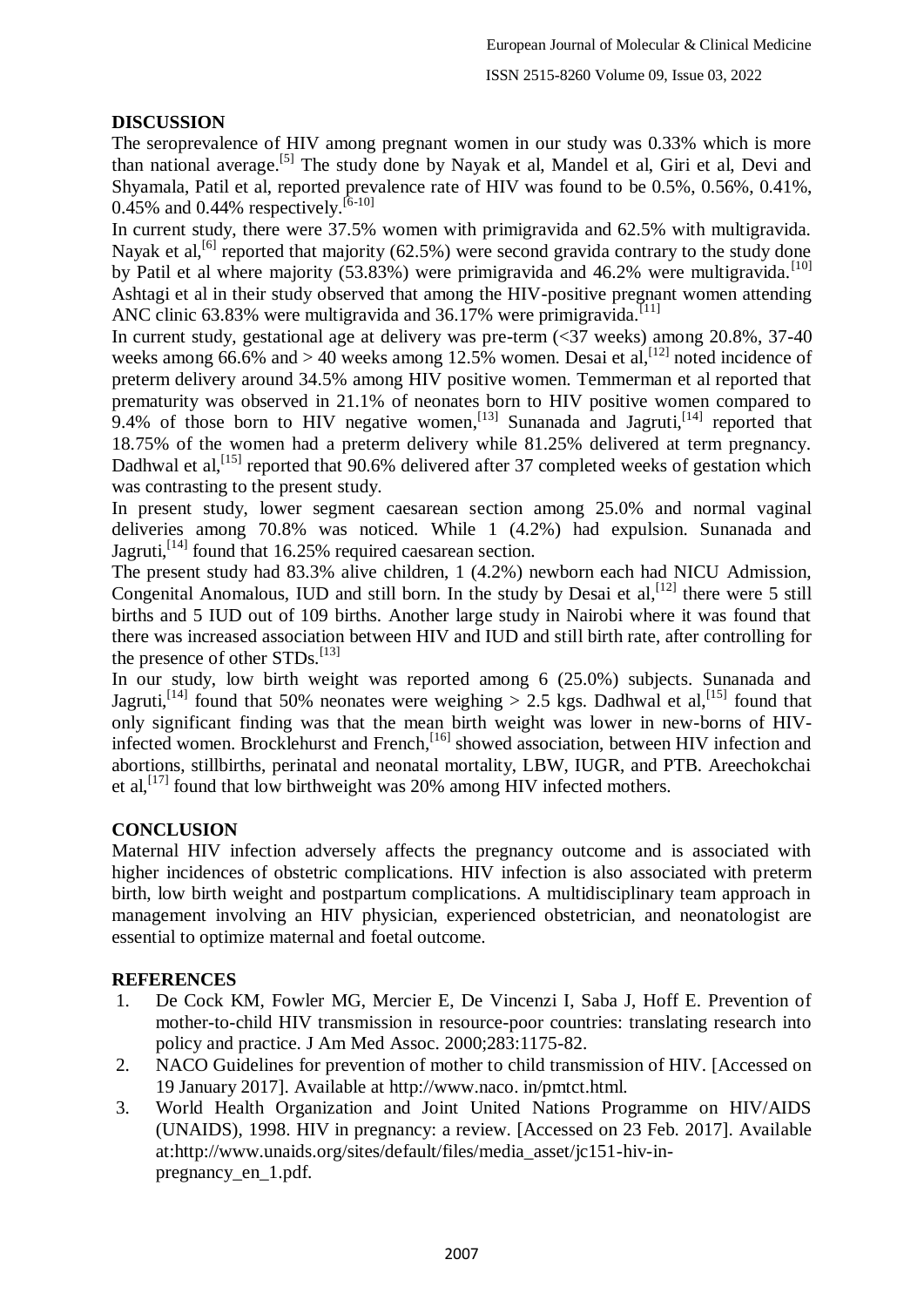## DISCUSSION

The seroprevalence of HIV among pregnant women in our study was 0.33% which is more than national average.[5] The study done by Nayak et al, Mandel et al, Giri et al, Devi and Shyamala, Patil et al, reported prevalence rate of HIV was found to be 0.5%, 0.56%, 0.41%, 0.45% and 0.44% respectively.[6-10]

In current study, there were 37.5% women with primigravida and 62.5% with multigravida. Nayak et al,[6] reported that majority (62.5%) were second gravida contrary to the study done by Patil et al where majority (53.83%) were primigravida and 46.2% were multigravida.[10] Ashtagi et al in their study observed that among the HIV-positive pregnant women attending ANC clinic 63.83% were multigravida and 36.17% were primigravida.[11]

In current study, gestational age at delivery was pre-term (<37 weeks) among 20.8%, 37-40 weeks among 66.6% and > 40 weeks among 12.5% women. Desai et al,[12] noted incidence of preterm delivery around 34.5% among HIV positive women. Temmerman et al reported that prematurity was observed in 21.1% of neonates born to HIV positive women compared to 9.4% of those born to HIV negative women,[13] Sunanada and Jagruti,[14] reported that 18.75% of the women had a preterm delivery while 81.25% delivered at term pregnancy. Dadhwal et al,[15] reported that 90.6% delivered after 37 completed weeks of gestation which was contrasting to the present study.

In present study, lower segment caesarean section among 25.0% and normal vaginal deliveries among 70.8% was noticed. While 1 (4.2%) had expulsion. Sunanada and Jagruti,[14] found that 16.25% required caesarean section.

The present study had 83.3% alive children, 1 (4.2%) newborn each had NICU Admission, Congenital Anomalous, IUD and still born. In the study by Desai et al,[12] there were 5 still births and 5 IUD out of 109 births. Another large study in Nairobi where it was found that there was increased association between HIV and IUD and still birth rate, after controlling for the presence of other STDs.[13]

In our study, low birth weight was reported among 6 (25.0%) subjects. Sunanada and Jagruti,[14] found that 50% neonates were weighing > 2.5 kgs. Dadhwal et al,[15] found that only significant finding was that the mean birth weight was lower in new-borns of HIV-infected women. Brocklehurst and French,[16] showed association, between HIV infection and abortions, stillbirths, perinatal and neonatal mortality, LBW, IUGR, and PTB. Areechokchai et al,[17] found that low birthweight was 20% among HIV infected mothers.

## CONCLUSION

Maternal HIV infection adversely affects the pregnancy outcome and is associated with higher incidences of obstetric complications. HIV infection is also associated with preterm birth, low birth weight and postpartum complications. A multidisciplinary team approach in management involving an HIV physician, experienced obstetrician, and neonatologist are essential to optimize maternal and foetal outcome.

## REFERENCES

1. De Cock KM, Fowler MG, Mercier E, De Vincenzi I, Saba J, Hoff E. Prevention of mother-to-child HIV transmission in resource-poor countries: translating research into policy and practice. J Am Med Assoc. 2000;283:1175-82.
2. NACO Guidelines for prevention of mother to child transmission of HIV. [Accessed on 19 January 2017]. Available at http://www.naco. in/pmtct.html.
3. World Health Organization and Joint United Nations Programme on HIV/AIDS (UNAIDS), 1998. HIV in pregnancy: a review. [Accessed on 23 Feb. 2017]. Available at:http://www.unaids.org/sites/default/files/media_asset/jc151-hiv-in-pregnancy_en_1.pdf.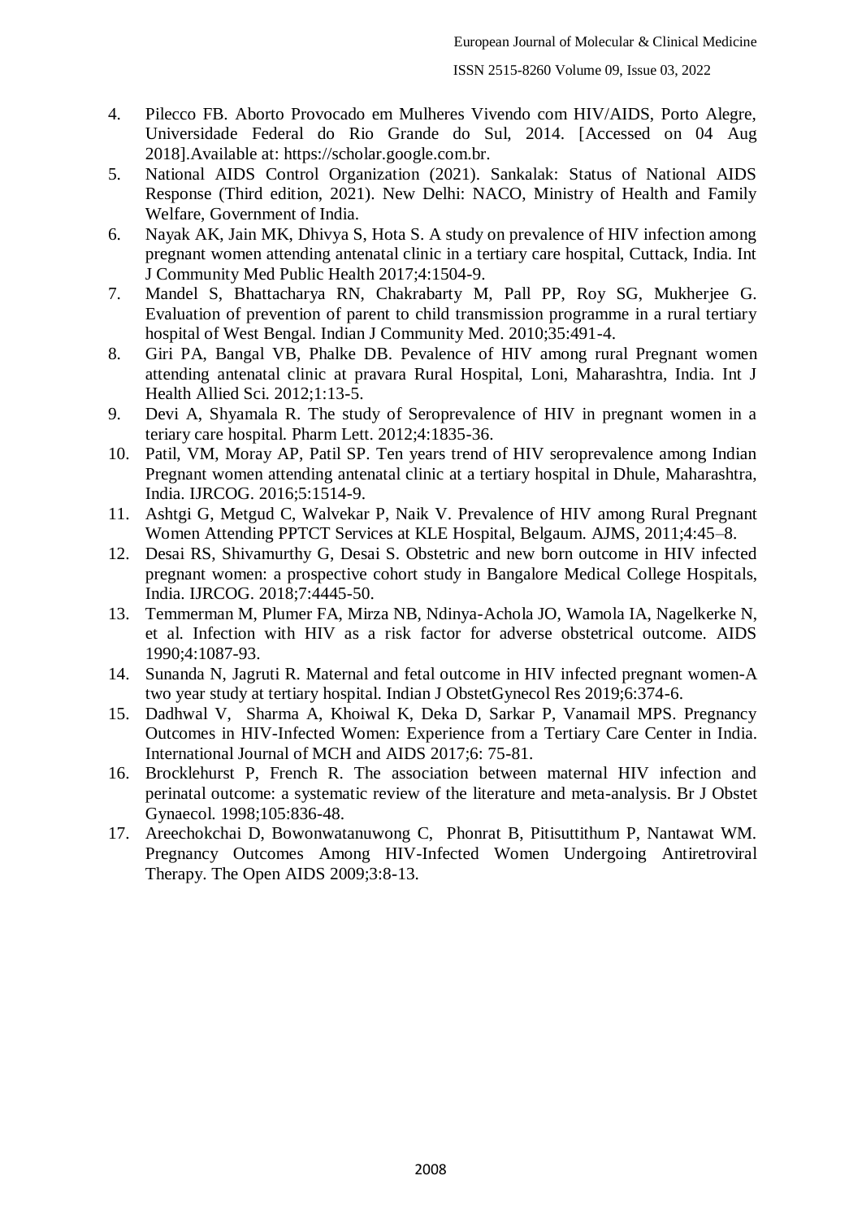4. Pilecco FB. Aborto Provocado em Mulheres Vivendo com HIV/AIDS, Porto Alegre, Universidade Federal do Rio Grande do Sul, 2014. [Accessed on 04 Aug 2018].Available at: https://scholar.google.com.br.
5. National AIDS Control Organization (2021). Sankalak: Status of National AIDS Response (Third edition, 2021). New Delhi: NACO, Ministry of Health and Family Welfare, Government of India.
6. Nayak AK, Jain MK, Dhivya S, Hota S. A study on prevalence of HIV infection among pregnant women attending antenatal clinic in a tertiary care hospital, Cuttack, India. Int J Community Med Public Health 2017;4:1504-9.
7. Mandel S, Bhattacharya RN, Chakrabarty M, Pall PP, Roy SG, Mukherjee G. Evaluation of prevention of parent to child transmission programme in a rural tertiary hospital of West Bengal. Indian J Community Med. 2010;35:491-4.
8. Giri PA, Bangal VB, Phalke DB. Pevalence of HIV among rural Pregnant women attending antenatal clinic at pravara Rural Hospital, Loni, Maharashtra, India. Int J Health Allied Sci. 2012;1:13-5.
9. Devi A, Shyamala R. The study of Seroprevalence of HIV in pregnant women in a teriary care hospital. Pharm Lett. 2012;4:1835-36.
10. Patil, VM, Moray AP, Patil SP. Ten years trend of HIV seroprevalence among Indian Pregnant women attending antenatal clinic at a tertiary hospital in Dhule, Maharashtra, India. IJRCOG. 2016;5:1514-9.
11. Ashtgi G, Metgud C, Walvekar P, Naik V. Prevalence of HIV among Rural Pregnant Women Attending PPTCT Services at KLE Hospital, Belgaum. AJMS, 2011;4:45–8.
12. Desai RS, Shivamurthy G, Desai S. Obstetric and new born outcome in HIV infected pregnant women: a prospective cohort study in Bangalore Medical College Hospitals, India. IJRCOG. 2018;7:4445-50.
13. Temmerman M, Plumer FA, Mirza NB, Ndinya-Achola JO, Wamola IA, Nagelkerke N, et al. Infection with HIV as a risk factor for adverse obstetrical outcome. AIDS 1990;4:1087-93.
14. Sunanda N, Jagruti R. Maternal and fetal outcome in HIV infected pregnant women-A two year study at tertiary hospital. Indian J ObstetGynecol Res 2019;6:374-6.
15. Dadhwal V, Sharma A, Khoiwal K, Deka D, Sarkar P, Vanamail MPS. Pregnancy Outcomes in HIV-Infected Women: Experience from a Tertiary Care Center in India. International Journal of MCH and AIDS 2017;6: 75-81.
16. Brocklehurst P, French R. The association between maternal HIV infection and perinatal outcome: a systematic review of the literature and meta-analysis. Br J Obstet Gynaecol. 1998;105:836-48.
17. Areechokchai D, Bowonwatanuwong C, Phonrat B, Pitisuttithum P, Nantawat WM. Pregnancy Outcomes Among HIV-Infected Women Undergoing Antiretroviral Therapy. The Open AIDS 2009;3:8-13.